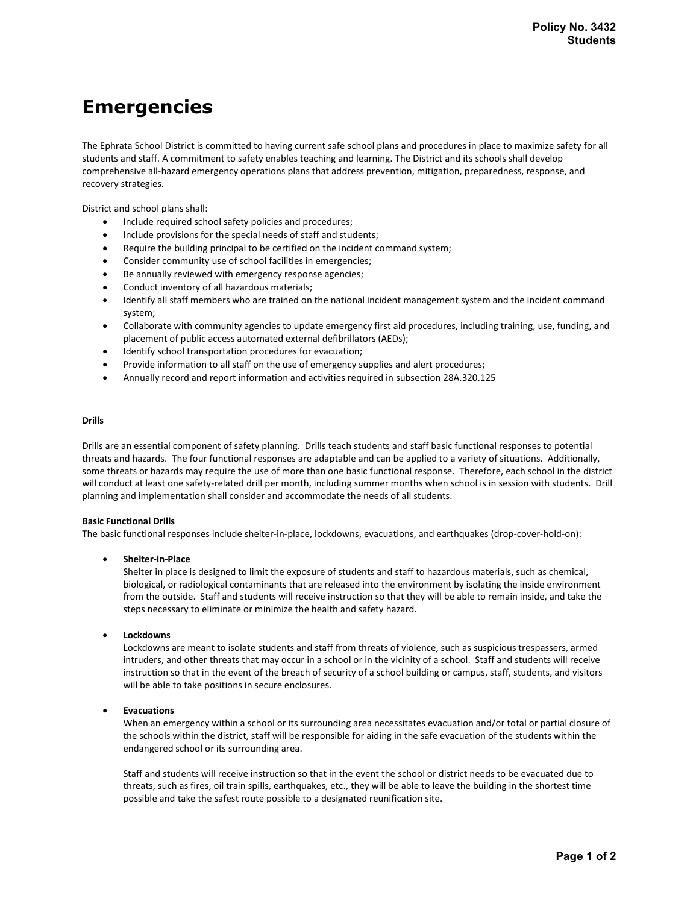# Emergencies

The Ephrata School District is committed to having current safe school plans and procedures in place to maximize safety for all students and staff. A commitment to safety enables teaching and learning. The District and its schools shall develop comprehensive all-hazard emergency operations plans that address prevention, mitigation, preparedness, response, and recovery strategies.

District and school plans shall:

- Include required school safety policies and procedures;
- Include provisions for the special needs of staff and students;
- Require the building principal to be certified on the incident command system;
- Consider community use of school facilities in emergencies;
- Be annually reviewed with emergency response agencies;
- Conduct inventory of all hazardous materials;
- Identify all staff members who are trained on the national incident management system and the incident command system;
- Collaborate with community agencies to update emergency first aid procedures, including training, use, funding, and placement of public access automated external defibrillators (AEDs);
- Identify school transportation procedures for evacuation;
- Provide information to all staff on the use of emergency supplies and alert procedures;
- Annually record and report information and activities required in subsection 28A.320.125

**Drills**

Drills are an essential component of safety planning. Drills teach students and staff basic functional responses to potential threats and hazards. The four functional responses are adaptable and can be applied to a variety of situations. Additionally, some threats or hazards may require the use of more than one basic functional response. Therefore, each school in the district will conduct at least one safety-related drill per month, including summer months when school is in session with students. Drill planning and implementation shall consider and accommodate the needs of all students.

**Basic Functional Drills**

The basic functional responses include shelter-in-place, lockdowns, evacuations, and earthquakes (drop-cover-hold-on):

- **Shelter-in-Place**

  Shelter in place is designed to limit the exposure of students and staff to hazardous materials, such as chemical, biological, or radiological contaminants that are released into the environment by isolating the inside environment from the outside. Staff and students will receive instruction so that they will be able to remain inside, and take the steps necessary to eliminate or minimize the health and safety hazard.

- **Lockdowns**

  Lockdowns are meant to isolate students and staff from threats of violence, such as suspicious trespassers, armed intruders, and other threats that may occur in a school or in the vicinity of a school. Staff and students will receive instruction so that in the event of the breach of security of a school building or campus, staff, students, and visitors will be able to take positions in secure enclosures.

- **Evacuations**

  When an emergency within a school or its surrounding area necessitates evacuation and/or total or partial closure of the schools within the district, staff will be responsible for aiding in the safe evacuation of the students within the endangered school or its surrounding area.

  Staff and students will receive instruction so that in the event the school or district needs to be evacuated due to threats, such as fires, oil train spills, earthquakes, etc., they will be able to leave the building in the shortest time possible and take the safest route possible to a designated reunification site.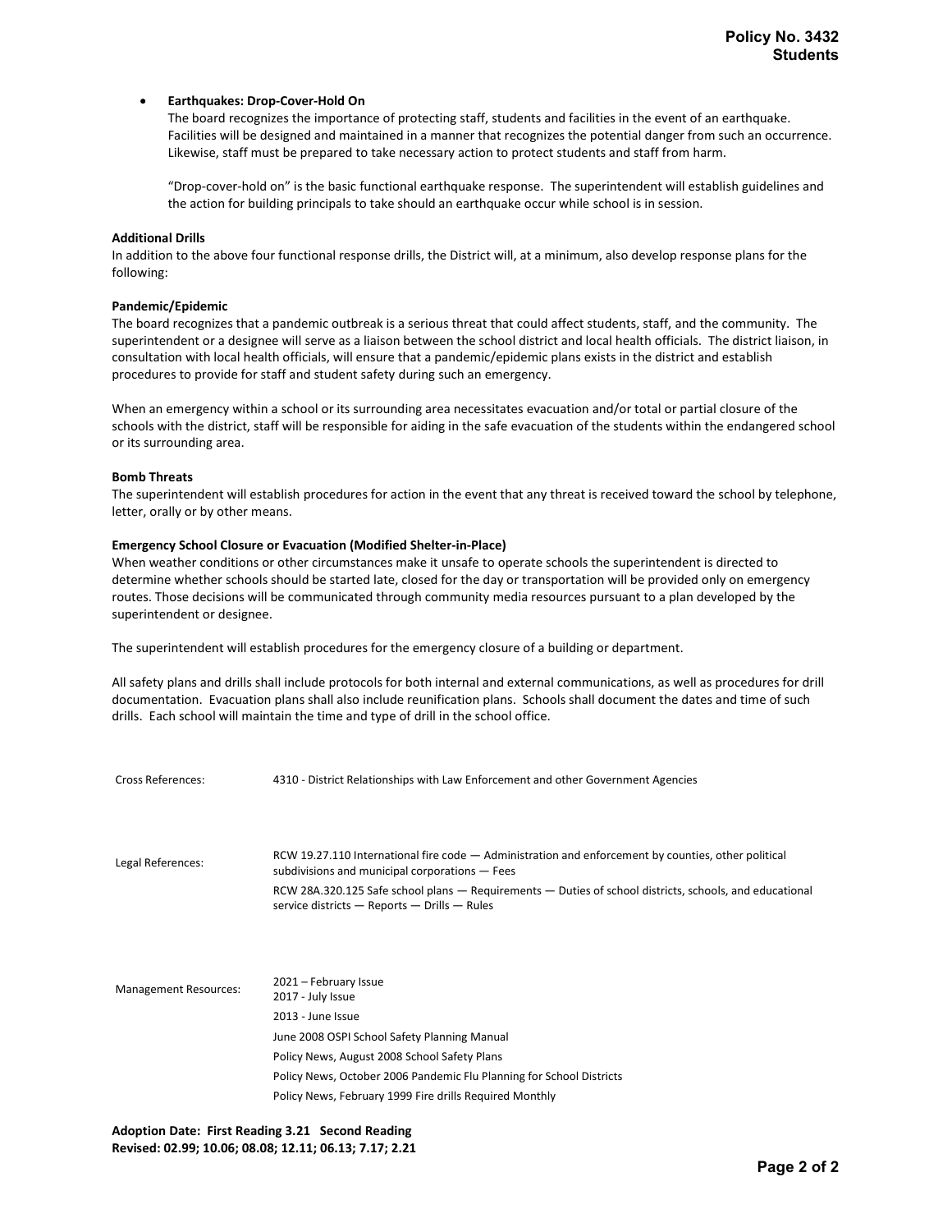- **Earthquakes: Drop-Cover-Hold On**

  The board recognizes the importance of protecting staff, students and facilities in the event of an earthquake. Facilities will be designed and maintained in a manner that recognizes the potential danger from such an occurrence. Likewise, staff must be prepared to take necessary action to protect students and staff from harm.

  "Drop-cover-hold on" is the basic functional earthquake response. The superintendent will establish guidelines and the action for building principals to take should an earthquake occur while school is in session.

**Additional Drills**

In addition to the above four functional response drills, the District will, at a minimum, also develop response plans for the following:

**Pandemic/Epidemic**

The board recognizes that a pandemic outbreak is a serious threat that could affect students, staff, and the community. The superintendent or a designee will serve as a liaison between the school district and local health officials. The district liaison, in consultation with local health officials, will ensure that a pandemic/epidemic plans exists in the district and establish procedures to provide for staff and student safety during such an emergency.

When an emergency within a school or its surrounding area necessitates evacuation and/or total or partial closure of the schools with the district, staff will be responsible for aiding in the safe evacuation of the students within the endangered school or its surrounding area.

**Bomb Threats**

The superintendent will establish procedures for action in the event that any threat is received toward the school by telephone, letter, orally or by other means.

**Emergency School Closure or Evacuation (Modified Shelter-in-Place)**

When weather conditions or other circumstances make it unsafe to operate schools the superintendent is directed to determine whether schools should be started late, closed for the day or transportation will be provided only on emergency routes. Those decisions will be communicated through community media resources pursuant to a plan developed by the superintendent or designee.

The superintendent will establish procedures for the emergency closure of a building or department.

All safety plans and drills shall include protocols for both internal and external communications, as well as procedures for drill documentation. Evacuation plans shall also include reunification plans. Schools shall document the dates and time of such drills. Each school will maintain the time and type of drill in the school office.

| | |
|---|---|
| Cross References: | 4310 - District Relationships with Law Enforcement and other Government Agencies |
| Legal References: | RCW 19.27.110 International fire code — Administration and enforcement by counties, other political subdivisions and municipal corporations — Fees<br>RCW 28A.320.125 Safe school plans — Requirements — Duties of school districts, schools, and educational service districts — Reports — Drills — Rules |
| Management Resources: | 2021 – February Issue<br>2017 - July Issue<br>2013 - June Issue<br>June 2008 OSPI School Safety Planning Manual<br>Policy News, August 2008 School Safety Plans<br>Policy News, October 2006 Pandemic Flu Planning for School Districts<br>Policy News, February 1999 Fire drills Required Monthly |

**Adoption Date: First Reading 3.21 Second Reading**
**Revised: 02.99; 10.06; 08.08; 12.11; 06.13; 7.17; 2.21**